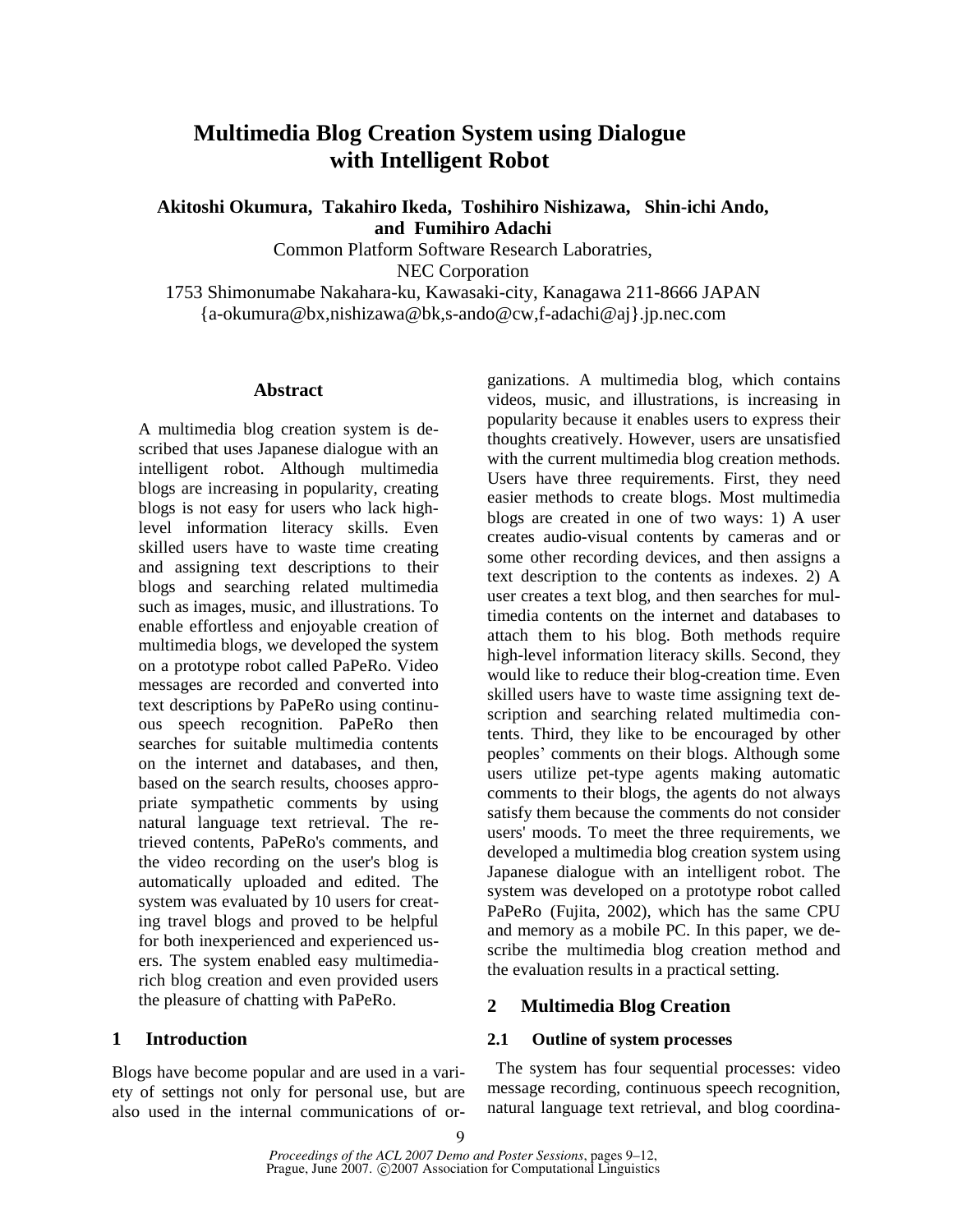# Multimedia Blog Creation System using Dialogue with Intelligent Robot

**Akitoshi Okumura, Takahiro Ikeda, Toshihiro Nishizawa, Shin-ichi Ando, and Fumihiro Adachi**

Common Platform Software Research Laboratries,
NEC Corporation
1753 Shimonumabe Nakahara-ku, Kawasaki-city, Kanagawa 211-8666 JAPAN
{a-okumura@bx,nishizawa@bk,s-ando@cw,f-adachi@aj}.jp.nec.com

## Abstract

A multimedia blog creation system is described that uses Japanese dialogue with an intelligent robot. Although multimedia blogs are increasing in popularity, creating blogs is not easy for users who lack high-level information literacy skills. Even skilled users have to waste time creating and assigning text descriptions to their blogs and searching related multimedia such as images, music, and illustrations. To enable effortless and enjoyable creation of multimedia blogs, we developed the system on a prototype robot called PaPeRo. Video messages are recorded and converted into text descriptions by PaPeRo using continuous speech recognition. PaPeRo then searches for suitable multimedia contents on the internet and databases, and then, based on the search results, chooses appropriate sympathetic comments by using natural language text retrieval. The retrieved contents, PaPeRo's comments, and the video recording on the user's blog is automatically uploaded and edited. The system was evaluated by 10 users for creating travel blogs and proved to be helpful for both inexperienced and experienced users. The system enabled easy multimedia-rich blog creation and even provided users the pleasure of chatting with PaPeRo.

## 1 Introduction

Blogs have become popular and are used in a variety of settings not only for personal use, but are also used in the internal communications of organizations. A multimedia blog, which contains videos, music, and illustrations, is increasing in popularity because it enables users to express their thoughts creatively. However, users are unsatisfied with the current multimedia blog creation methods. Users have three requirements. First, they need easier methods to create blogs. Most multimedia blogs are created in one of two ways: 1) A user creates audio-visual contents by cameras and or some other recording devices, and then assigns a text description to the contents as indexes. 2) A user creates a text blog, and then searches for multimedia contents on the internet and databases to attach them to his blog. Both methods require high-level information literacy skills. Second, they would like to reduce their blog-creation time. Even skilled users have to waste time assigning text description and searching related multimedia contents. Third, they like to be encouraged by other peoples' comments on their blogs. Although some users utilize pet-type agents making automatic comments to their blogs, the agents do not always satisfy them because the comments do not consider users' moods. To meet the three requirements, we developed a multimedia blog creation system using Japanese dialogue with an intelligent robot. The system was developed on a prototype robot called PaPeRo (Fujita, 2002), which has the same CPU and memory as a mobile PC. In this paper, we describe the multimedia blog creation method and the evaluation results in a practical setting.

## 2 Multimedia Blog Creation

### 2.1 Outline of system processes

The system has four sequential processes: video message recording, continuous speech recognition, natural language text retrieval, and blog coordina-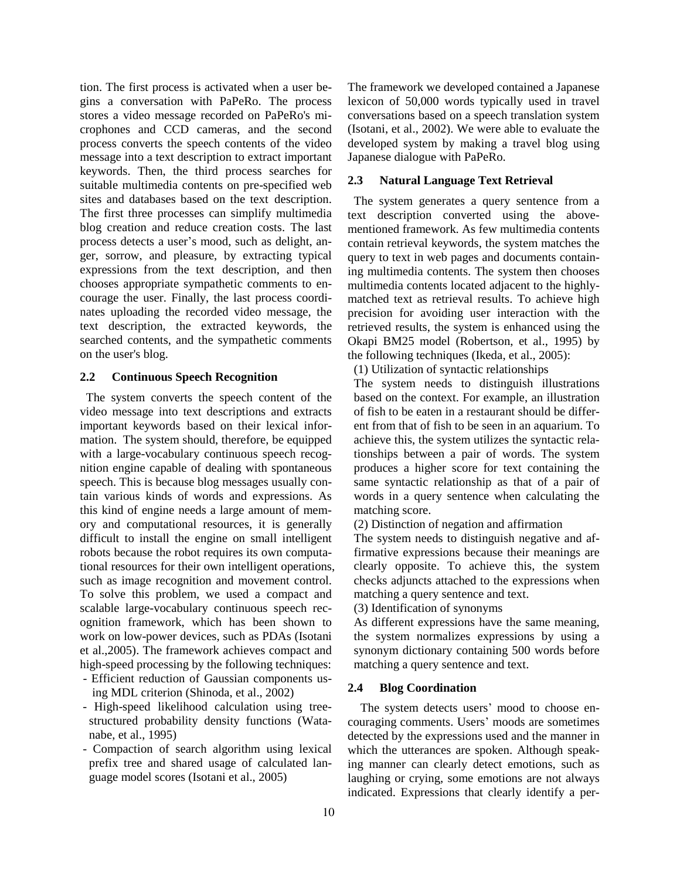tion. The first process is activated when a user begins a conversation with PaPeRo. The process stores a video message recorded on PaPeRo's microphones and CCD cameras, and the second process converts the speech contents of the video message into a text description to extract important keywords. Then, the third process searches for suitable multimedia contents on pre-specified web sites and databases based on the text description. The first three processes can simplify multimedia blog creation and reduce creation costs. The last process detects a user's mood, such as delight, anger, sorrow, and pleasure, by extracting typical expressions from the text description, and then chooses appropriate sympathetic comments to encourage the user. Finally, the last process coordinates uploading the recorded video message, the text description, the extracted keywords, the searched contents, and the sympathetic comments on the user's blog.

### 2.2 Continuous Speech Recognition

The system converts the speech content of the video message into text descriptions and extracts important keywords based on their lexical information. The system should, therefore, be equipped with a large-vocabulary continuous speech recognition engine capable of dealing with spontaneous speech. This is because blog messages usually contain various kinds of words and expressions. As this kind of engine needs a large amount of memory and computational resources, it is generally difficult to install the engine on small intelligent robots because the robot requires its own computational resources for their own intelligent operations, such as image recognition and movement control. To solve this problem, we used a compact and scalable large-vocabulary continuous speech recognition framework, which has been shown to work on low-power devices, such as PDAs (Isotani et al.,2005). The framework achieves compact and high-speed processing by the following techniques:

- Efficient reduction of Gaussian components using MDL criterion (Shinoda, et al., 2002)
- High-speed likelihood calculation using tree-structured probability density functions (Watanabe, et al., 1995)
- Compaction of search algorithm using lexical prefix tree and shared usage of calculated language model scores (Isotani et al., 2005)

The framework we developed contained a Japanese lexicon of 50,000 words typically used in travel conversations based on a speech translation system (Isotani, et al., 2002). We were able to evaluate the developed system by making a travel blog using Japanese dialogue with PaPeRo.

### 2.3 Natural Language Text Retrieval

The system generates a query sentence from a text description converted using the above-mentioned framework. As few multimedia contents contain retrieval keywords, the system matches the query to text in web pages and documents containing multimedia contents. The system then chooses multimedia contents located adjacent to the highly-matched text as retrieval results. To achieve high precision for avoiding user interaction with the retrieved results, the system is enhanced using the Okapi BM25 model (Robertson, et al., 1995) by the following techniques (Ikeda, et al., 2005):

(1) Utilization of syntactic relationships

The system needs to distinguish illustrations based on the context. For example, an illustration of fish to be eaten in a restaurant should be different from that of fish to be seen in an aquarium. To achieve this, the system utilizes the syntactic relationships between a pair of words. The system produces a higher score for text containing the same syntactic relationship as that of a pair of words in a query sentence when calculating the matching score.

(2) Distinction of negation and affirmation

The system needs to distinguish negative and affirmative expressions because their meanings are clearly opposite. To achieve this, the system checks adjuncts attached to the expressions when matching a query sentence and text.

(3) Identification of synonyms

As different expressions have the same meaning, the system normalizes expressions by using a synonym dictionary containing 500 words before matching a query sentence and text.

### 2.4 Blog Coordination

The system detects users' mood to choose encouraging comments. Users' moods are sometimes detected by the expressions used and the manner in which the utterances are spoken. Although speaking manner can clearly detect emotions, such as laughing or crying, some emotions are not always indicated. Expressions that clearly identify a per-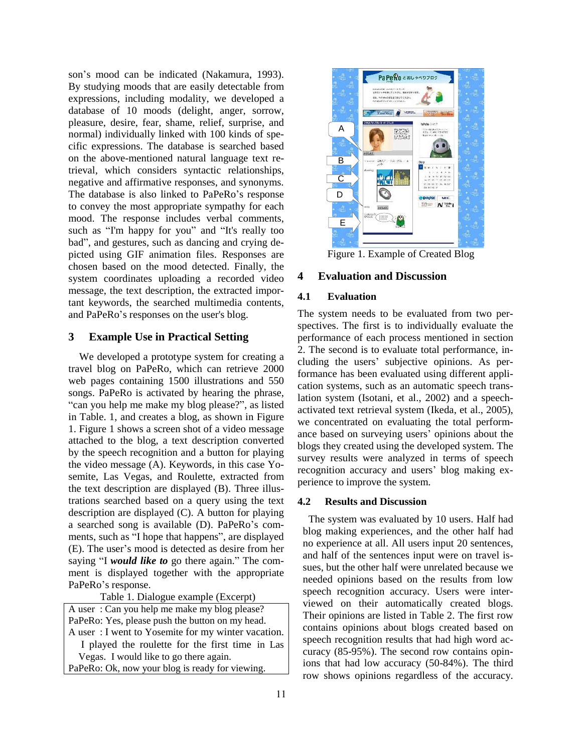son's mood can be indicated (Nakamura, 1993). By studying moods that are easily detectable from expressions, including modality, we developed a database of 10 moods (delight, anger, sorrow, pleasure, desire, fear, shame, relief, surprise, and normal) individually linked with 100 kinds of specific expressions. The database is searched based on the above-mentioned natural language text retrieval, which considers syntactic relationships, negative and affirmative responses, and synonyms. The database is also linked to PaPeRo's response to convey the most appropriate sympathy for each mood. The response includes verbal comments, such as "I'm happy for you" and "It's really too bad", and gestures, such as dancing and crying depicted using GIF animation files. Responses are chosen based on the mood detected. Finally, the system coordinates uploading a recorded video message, the text description, the extracted important keywords, the searched multimedia contents, and PaPeRo's responses on the user's blog.

## 3 Example Use in Practical Setting

We developed a prototype system for creating a travel blog on PaPeRo, which can retrieve 2000 web pages containing 1500 illustrations and 550 songs. PaPeRo is activated by hearing the phrase, "can you help me make my blog please?", as listed in Table. 1, and creates a blog, as shown in Figure 1. Figure 1 shows a screen shot of a video message attached to the blog, a text description converted by the speech recognition and a button for playing the video message (A). Keywords, in this case Yosemite, Las Vegas, and Roulette, extracted from the text description are displayed (B). Three illustrations searched based on a query using the text description are displayed (C). A button for playing a searched song is available (D). PaPeRo's comments, such as "I hope that happens", are displayed (E). The user's mood is detected as desire from her saying "I ***would like to*** go there again." The comment is displayed together with the appropriate PaPeRo's response.

Table 1. Dialogue example (Excerpt)

| |
|---|
| A user : Can you help me make my blog please? |
| PaPeRo: Yes, please push the button on my head. |
| A user : I went to Yosemite for my winter vacation. I played the roulette for the first time in Las Vegas. I would like to go there again. |
| PaPeRo: Ok, now your blog is ready for viewing. |

Figure 1. Example of Created Blog

## 4 Evaluation and Discussion

### 4.1 Evaluation

The system needs to be evaluated from two perspectives. The first is to individually evaluate the performance of each process mentioned in section 2. The second is to evaluate total performance, including the users' subjective opinions. As performance has been evaluated using different application systems, such as an automatic speech translation system (Isotani, et al., 2002) and a speech-activated text retrieval system (Ikeda, et al., 2005), we concentrated on evaluating the total performance based on surveying users' opinions about the blogs they created using the developed system. The survey results were analyzed in terms of speech recognition accuracy and users' blog making experience to improve the system.

### 4.2 Results and Discussion

The system was evaluated by 10 users. Half had blog making experiences, and the other half had no experience at all. All users input 20 sentences, and half of the sentences input were on travel issues, but the other half were unrelated because we needed opinions based on the results from low speech recognition accuracy. Users were interviewed on their automatically created blogs. Their opinions are listed in Table 2. The first row contains opinions about blogs created based on speech recognition results that had high word accuracy (85-95%). The second row contains opinions that had low accuracy (50-84%). The third row shows opinions regardless of the accuracy.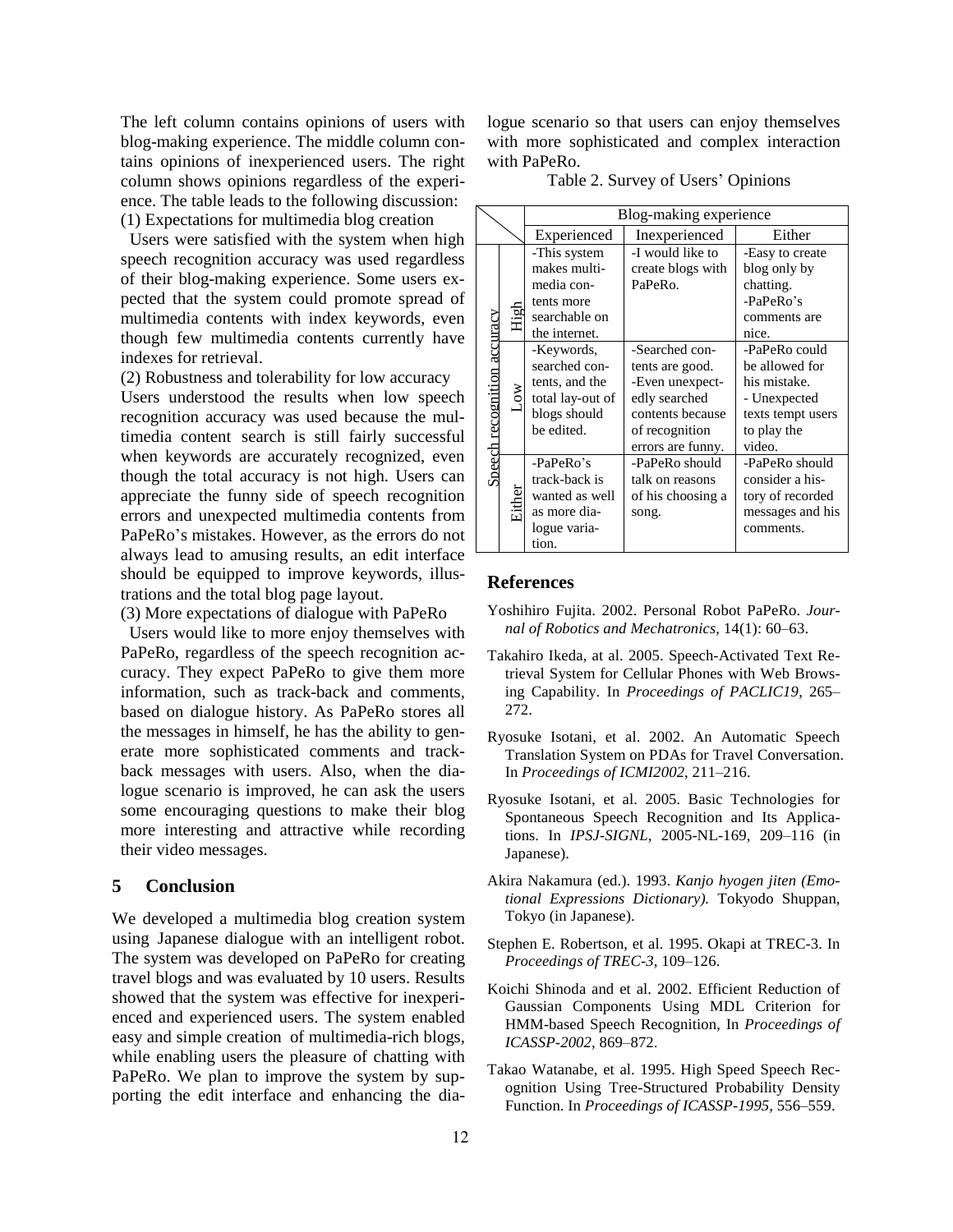The left column contains opinions of users with blog-making experience. The middle column contains opinions of inexperienced users. The right column shows opinions regardless of the experience. The table leads to the following discussion:

(1) Expectations for multimedia blog creation

Users were satisfied with the system when high speech recognition accuracy was used regardless of their blog-making experience. Some users expected that the system could promote spread of multimedia contents with index keywords, even though few multimedia contents currently have indexes for retrieval.

(2) Robustness and tolerability for low accuracy

Users understood the results when low speech recognition accuracy was used because the multimedia content search is still fairly successful when keywords are accurately recognized, even though the total accuracy is not high. Users can appreciate the funny side of speech recognition errors and unexpected multimedia contents from PaPeRo's mistakes. However, as the errors do not always lead to amusing results, an edit interface should be equipped to improve keywords, illustrations and the total blog page layout.

(3) More expectations of dialogue with PaPeRo

Users would like to more enjoy themselves with PaPeRo, regardless of the speech recognition accuracy. They expect PaPeRo to give them more information, such as track-back and comments, based on dialogue history. As PaPeRo stores all the messages in himself, he has the ability to generate more sophisticated comments and track-back messages with users. Also, when the dialogue scenario is improved, he can ask the users some encouraging questions to make their blog more interesting and attractive while recording their video messages.

## 5 Conclusion

We developed a multimedia blog creation system using Japanese dialogue with an intelligent robot. The system was developed on PaPeRo for creating travel blogs and was evaluated by 10 users. Results showed that the system was effective for inexperienced and experienced users. The system enabled easy and simple creation of multimedia-rich blogs, while enabling users the pleasure of chatting with PaPeRo. We plan to improve the system by supporting the edit interface and enhancing the dialogue scenario so that users can enjoy themselves with more sophisticated and complex interaction with PaPeRo.

Table 2. Survey of Users' Opinions

| | | Blog-making experience | | |
|---|---|---|---|---|
| | | Experienced | Inexperienced | Either |
| Speech recognition accuracy | High | -This system makes multimedia contents more searchable on the internet. | -I would like to create blogs with PaPeRo. | -Easy to create blog only by chatting. -PaPeRo's comments are nice. |
| | Low | -Keywords, searched contents, and the total lay-out of blogs should be edited. | -Searched contents are good. -Even unexpectedly searched contents because of recognition errors are funny. | -PaPeRo could be allowed for his mistake. - Unexpected texts tempt users to play the video. |
| | Either | -PaPeRo's track-back is wanted as well as more dialogue variation. | -PaPeRo should talk on reasons of his choosing a song. | -PaPeRo should consider a history of recorded messages and his comments. |

## References

Yoshihiro Fujita. 2002. Personal Robot PaPeRo. *Journal of Robotics and Mechatronics*, 14(1): 60–63.

Takahiro Ikeda, at al. 2005. Speech-Activated Text Retrieval System for Cellular Phones with Web Browsing Capability. In *Proceedings of PACLIC19*, 265–272.

Ryosuke Isotani, et al. 2002. An Automatic Speech Translation System on PDAs for Travel Conversation. In *Proceedings of ICMI2002*, 211–216.

Ryosuke Isotani, et al. 2005. Basic Technologies for Spontaneous Speech Recognition and Its Applications. In *IPSJ-SIGNL*, 2005-NL-169, 209–116 (in Japanese).

Akira Nakamura (ed.). 1993. *Kanjo hyogen jiten (Emotional Expressions Dictionary).* Tokyodo Shuppan, Tokyo (in Japanese).

Stephen E. Robertson, et al. 1995. Okapi at TREC-3. In *Proceedings of TREC-3*, 109–126.

Koichi Shinoda and et al. 2002. Efficient Reduction of Gaussian Components Using MDL Criterion for HMM-based Speech Recognition, In *Proceedings of ICASSP-2002*, 869–872.

Takao Watanabe, et al. 1995. High Speed Speech Recognition Using Tree-Structured Probability Density Function. In *Proceedings of ICASSP-1995*, 556–559.